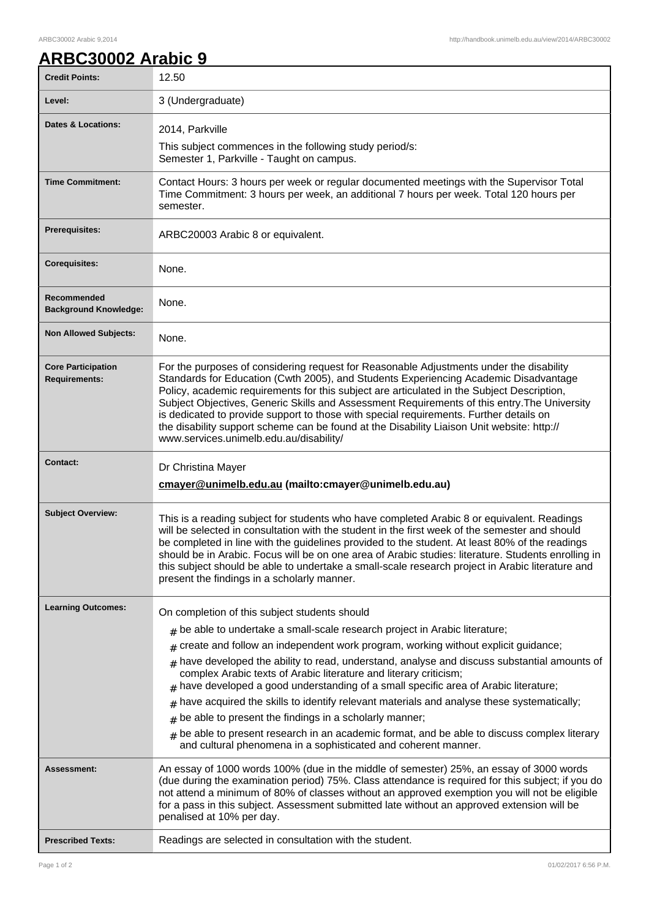# ARBC30002 Arabic 9

| | |
|---|---|
| **Credit Points:** | 12.50 |
| **Level:** | 3 (Undergraduate) |
| **Dates & Locations:** | 2014, Parkville<br>This subject commences in the following study period/s:<br>Semester 1, Parkville - Taught on campus. |
| **Time Commitment:** | Contact Hours: 3 hours per week or regular documented meetings with the Supervisor Total Time Commitment: 3 hours per week, an additional 7 hours per week. Total 120 hours per semester. |
| **Prerequisites:** | ARBC20003 Arabic 8 or equivalent. |
| **Corequisites:** | None. |
| **Recommended Background Knowledge:** | None. |
| **Non Allowed Subjects:** | None. |
| **Core Participation Requirements:** | For the purposes of considering request for Reasonable Adjustments under the disability Standards for Education (Cwth 2005), and Students Experiencing Academic Disadvantage Policy, academic requirements for this subject are articulated in the Subject Description, Subject Objectives, Generic Skills and Assessment Requirements of this entry.The University is dedicated to provide support to those with special requirements. Further details on the disability support scheme can be found at the Disability Liaison Unit website: http://www.services.unimelb.edu.au/disability/ |
| **Contact:** | Dr Christina Mayer<br>**cmayer@unimelb.edu.au (mailto:cmayer@unimelb.edu.au)** |
| **Subject Overview:** | This is a reading subject for students who have completed Arabic 8 or equivalent. Readings will be selected in consultation with the student in the first week of the semester and should be completed in line with the guidelines provided to the student. At least 80% of the readings should be in Arabic. Focus will be on one area of Arabic studies: literature. Students enrolling in this subject should be able to undertake a small-scale research project in Arabic literature and present the findings in a scholarly manner. |
| **Learning Outcomes:** | On completion of this subject students should<br># be able to undertake a small-scale research project in Arabic literature;<br># create and follow an independent work program, working without explicit guidance;<br># have developed the ability to read, understand, analyse and discuss substantial amounts of complex Arabic texts of Arabic literature and literary criticism;<br># have developed a good understanding of a small specific area of Arabic literature;<br># have acquired the skills to identify relevant materials and analyse these systematically;<br># be able to present the findings in a scholarly manner;<br># be able to present research in an academic format, and be able to discuss complex literary and cultural phenomena in a sophisticated and coherent manner. |
| **Assessment:** | An essay of 1000 words 100% (due in the middle of semester) 25%, an essay of 3000 words (due during the examination period) 75%. Class attendance is required for this subject; if you do not attend a minimum of 80% of classes without an approved exemption you will not be eligible for a pass in this subject. Assessment submitted late without an approved extension will be penalised at 10% per day. |
| **Prescribed Texts:** | Readings are selected in consultation with the student. |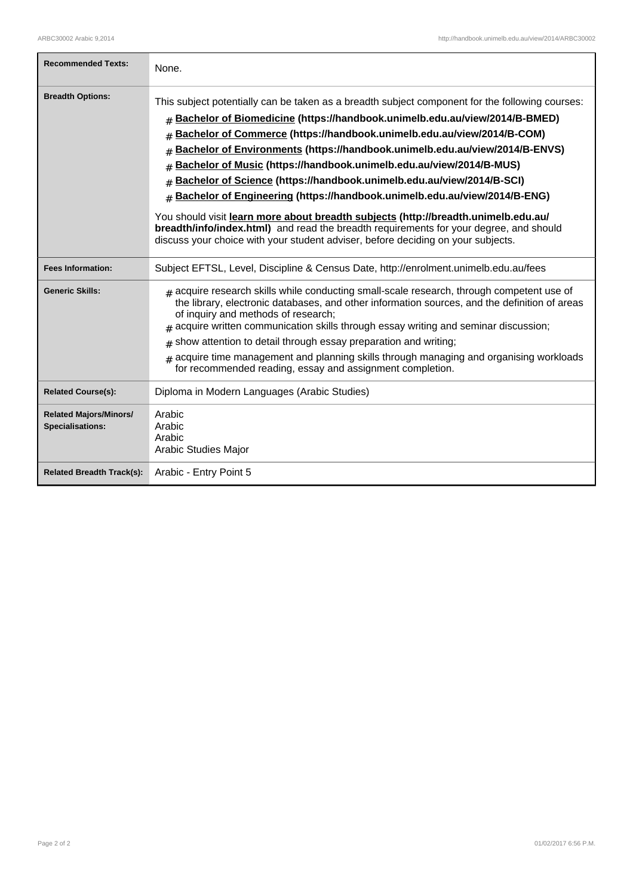| | |
|---|---|
| **Recommended Texts:** | None. |
| **Breadth Options:** | This subject potentially can be taken as a breadth subject component for the following courses:<br># **Bachelor of Biomedicine (https://handbook.unimelb.edu.au/view/2014/B-BMED)**<br># **Bachelor of Commerce (https://handbook.unimelb.edu.au/view/2014/B-COM)**<br># **Bachelor of Environments (https://handbook.unimelb.edu.au/view/2014/B-ENVS)**<br># **Bachelor of Music (https://handbook.unimelb.edu.au/view/2014/B-MUS)**<br># **Bachelor of Science (https://handbook.unimelb.edu.au/view/2014/B-SCI)**<br># **Bachelor of Engineering (https://handbook.unimelb.edu.au/view/2014/B-ENG)**<br>You should visit **learn more about breadth subjects (http://breadth.unimelb.edu.au/breadth/info/index.html)** and read the breadth requirements for your degree, and should discuss your choice with your student adviser, before deciding on your subjects. |
| **Fees Information:** | Subject EFTSL, Level, Discipline & Census Date, http://enrolment.unimelb.edu.au/fees |
| **Generic Skills:** | # acquire research skills while conducting small-scale research, through competent use of the library, electronic databases, and other information sources, and the definition of areas of inquiry and methods of research;<br># acquire written communication skills through essay writing and seminar discussion;<br># show attention to detail through essay preparation and writing;<br># acquire time management and planning skills through managing and organising workloads for recommended reading, essay and assignment completion. |
| **Related Course(s):** | Diploma in Modern Languages (Arabic Studies) |
| **Related Majors/Minors/ Specialisations:** | Arabic<br>Arabic<br>Arabic<br>Arabic Studies Major |
| **Related Breadth Track(s):** | Arabic - Entry Point 5 |